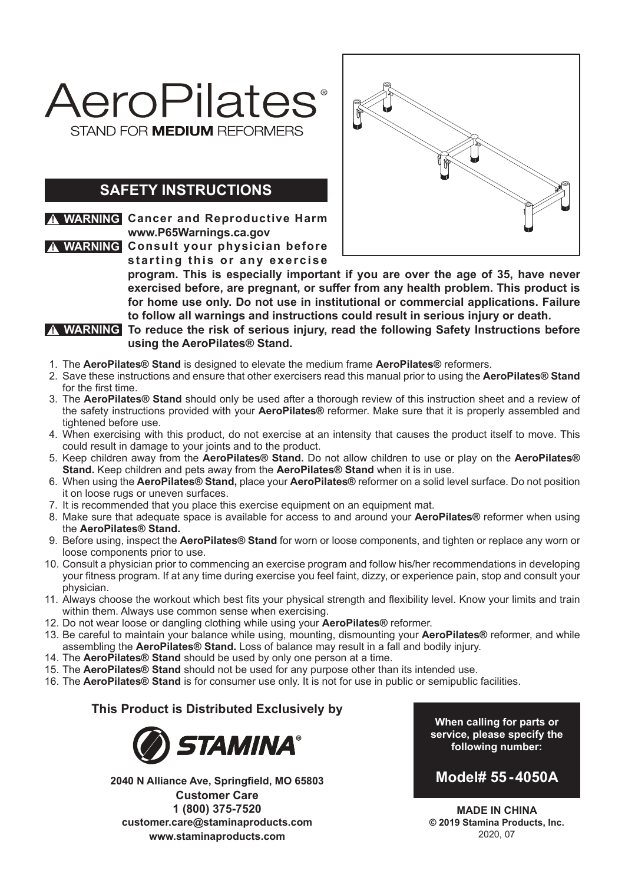# AeroPilates®

STAND FOR **MEDIUM** REFORMERS

## SAFETY INSTRUCTIONS

**⚠ WARNING** **Cancer and Reproductive Harm www.P65Warnings.ca.gov**

**⚠ WARNING** **Consult your physician before starting this or any exercise program. This is especially important if you are over the age of 35, have never exercised before, are pregnant, or suffer from any health problem. This product is for home use only. Do not use in institutional or commercial applications. Failure to follow all warnings and instructions could result in serious injury or death.**

**⚠ WARNING** **To reduce the risk of serious injury, read the following Safety Instructions before using the AeroPilates® Stand.**

1. The **AeroPilates® Stand** is designed to elevate the medium frame **AeroPilates®** reformers.
2. Save these instructions and ensure that other exercisers read this manual prior to using the **AeroPilates® Stand** for the first time.
3. The **AeroPilates® Stand** should only be used after a thorough review of this instruction sheet and a review of the safety instructions provided with your **AeroPilates®** reformer. Make sure that it is properly assembled and tightened before use.
4. When exercising with this product, do not exercise at an intensity that causes the product itself to move. This could result in damage to your joints and to the product.
5. Keep children away from the **AeroPilates® Stand.** Do not allow children to use or play on the **AeroPilates® Stand.** Keep children and pets away from the **AeroPilates® Stand** when it is in use.
6. When using the **AeroPilates® Stand,** place your **AeroPilates®** reformer on a solid level surface. Do not position it on loose rugs or uneven surfaces.
7. It is recommended that you place this exercise equipment on an equipment mat.
8. Make sure that adequate space is available for access to and around your **AeroPilates®** reformer when using the **AeroPilates® Stand.**
9. Before using, inspect the **AeroPilates® Stand** for worn or loose components, and tighten or replace any worn or loose components prior to use.
10. Consult a physician prior to commencing an exercise program and follow his/her recommendations in developing your fitness program. If at any time during exercise you feel faint, dizzy, or experience pain, stop and consult your physician.
11. Always choose the workout which best fits your physical strength and flexibility level. Know your limits and train within them. Always use common sense when exercising.
12. Do not wear loose or dangling clothing while using your **AeroPilates®** reformer.
13. Be careful to maintain your balance while using, mounting, dismounting your **AeroPilates®** reformer, and while assembling the **AeroPilates® Stand.** Loss of balance may result in a fall and bodily injury.
14. The **AeroPilates® Stand** should be used by only one person at a time.
15. The **AeroPilates® Stand** should not be used for any purpose other than its intended use.
16. The **AeroPilates® Stand** is for consumer use only. It is not for use in public or semipublic facilities.

**This Product is Distributed Exclusively by**

**STAMINA®**

**2040 N Alliance Ave, Springfield, MO 65803**
**Customer Care**
**1 (800) 375-7520**
**customer.care@staminaproducts.com**
**www.staminaproducts.com**

**When calling for parts or service, please specify the following number:**

**Model# 55-4050A**

**MADE IN CHINA**
**© 2019 Stamina Products, Inc.**
2020, 07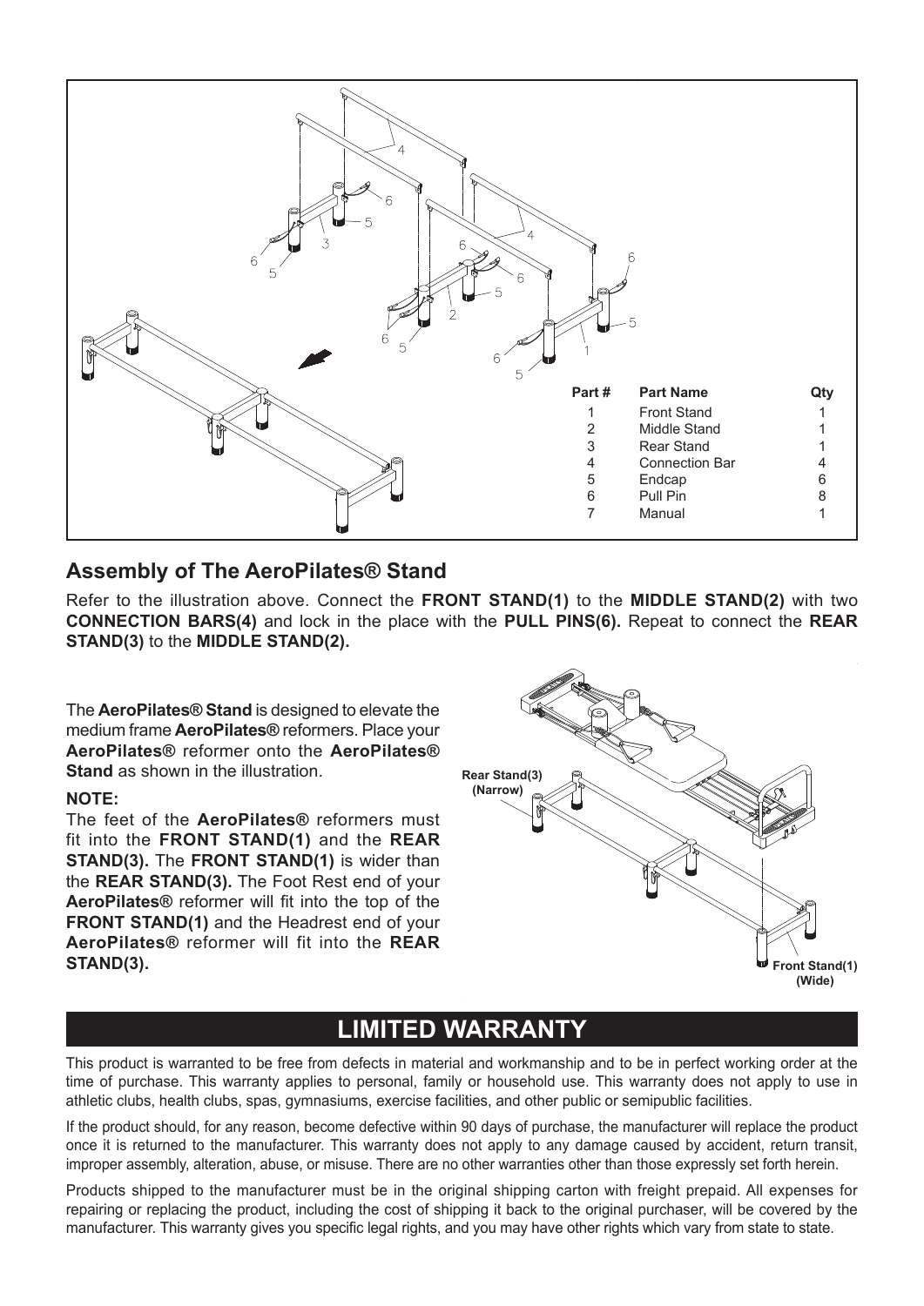| Part # | Part Name | Qty |
| --- | --- | --- |
| 1 | Front Stand | 1 |
| 2 | Middle Stand | 1 |
| 3 | Rear Stand | 1 |
| 4 | Connection Bar | 4 |
| 5 | Endcap | 6 |
| 6 | Pull Pin | 8 |
| 7 | Manual | 1 |

## Assembly of The AeroPilates® Stand

Refer to the illustration above. Connect the **FRONT STAND(1)** to the **MIDDLE STAND(2)** with two **CONNECTION BARS(4)** and lock in the place with the **PULL PINS(6).** Repeat to connect the **REAR STAND(3)** to the **MIDDLE STAND(2).**

The **AeroPilates® Stand** is designed to elevate the medium frame **AeroPilates®** reformers. Place your **AeroPilates®** reformer onto the **AeroPilates® Stand** as shown in the illustration.

**NOTE:**

The feet of the **AeroPilates®** reformers must fit into the **FRONT STAND(1)** and the **REAR STAND(3).** The **FRONT STAND(1)** is wider than the **REAR STAND(3).** The Foot Rest end of your **AeroPilates®** reformer will fit into the top of the **FRONT STAND(1)** and the Headrest end of your **AeroPilates®** reformer will fit into the **REAR STAND(3).**

Rear Stand(3) (Narrow)

Front Stand(1) (Wide)

## LIMITED WARRANTY

This product is warranted to be free from defects in material and workmanship and to be in perfect working order at the time of purchase. This warranty applies to personal, family or household use. This warranty does not apply to use in athletic clubs, health clubs, spas, gymnasiums, exercise facilities, and other public or semipublic facilities.

If the product should, for any reason, become defective within 90 days of purchase, the manufacturer will replace the product once it is returned to the manufacturer. This warranty does not apply to any damage caused by accident, return transit, improper assembly, alteration, abuse, or misuse. There are no other warranties other than those expressly set forth herein.

Products shipped to the manufacturer must be in the original shipping carton with freight prepaid. All expenses for repairing or replacing the product, including the cost of shipping it back to the original purchaser, will be covered by the manufacturer. This warranty gives you specific legal rights, and you may have other rights which vary from state to state.